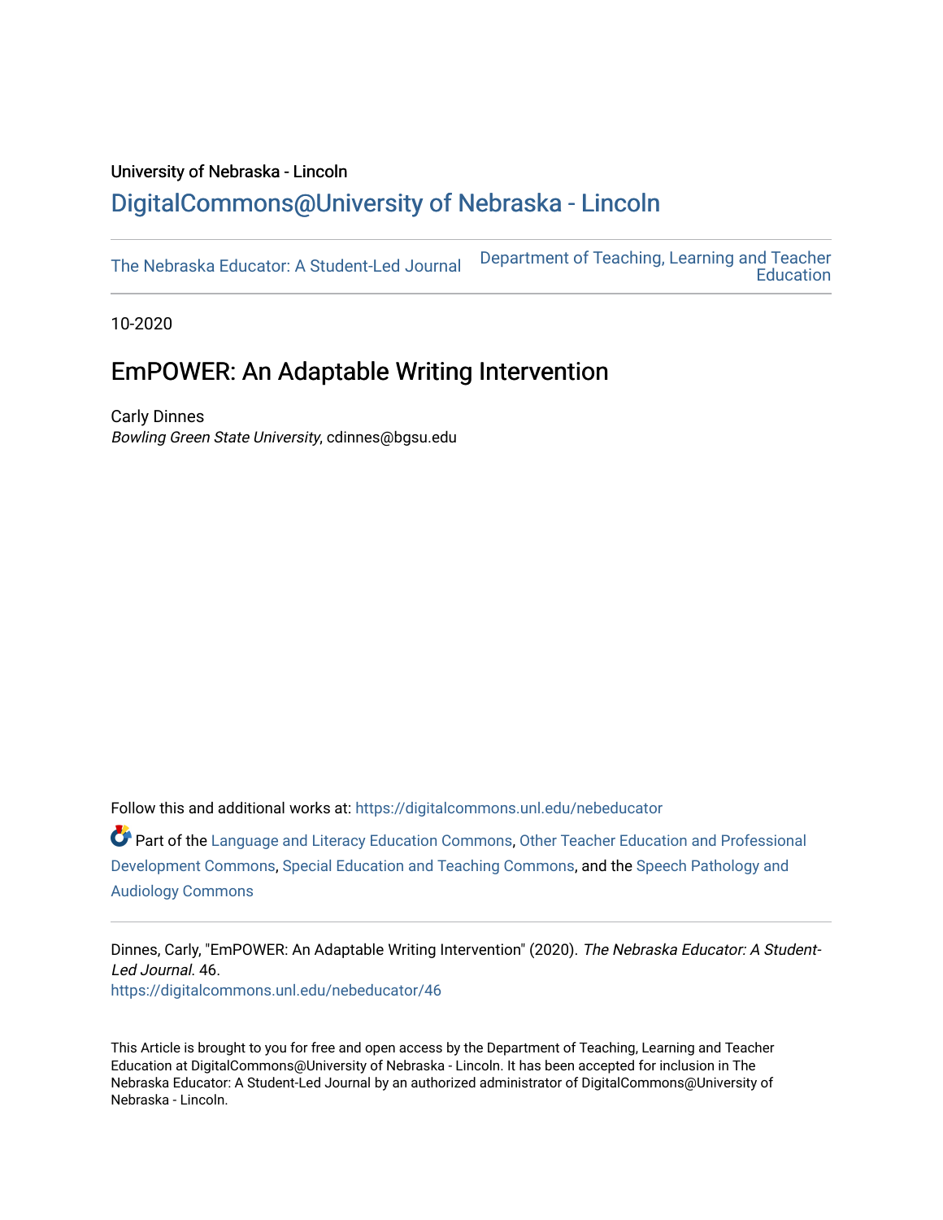University of Nebraska - Lincoln

DigitalCommons@University of Nebraska - Lincoln

The Nebraska Educator: A Student-Led Journal

Department of Teaching, Learning and Teacher Education

10-2020

# EmPOWER: An Adaptable Writing Intervention

Carly Dinnes
*Bowling Green State University*, cdinnes@bgsu.edu

Follow this and additional works at: https://digitalcommons.unl.edu/nebeducator

Part of the Language and Literacy Education Commons, Other Teacher Education and Professional Development Commons, Special Education and Teaching Commons, and the Speech Pathology and Audiology Commons

Dinnes, Carly, "EmPOWER: An Adaptable Writing Intervention" (2020). *The Nebraska Educator: A Student-Led Journal*. 46.
https://digitalcommons.unl.edu/nebeducator/46

This Article is brought to you for free and open access by the Department of Teaching, Learning and Teacher Education at DigitalCommons@University of Nebraska - Lincoln. It has been accepted for inclusion in The Nebraska Educator: A Student-Led Journal by an authorized administrator of DigitalCommons@University of Nebraska - Lincoln.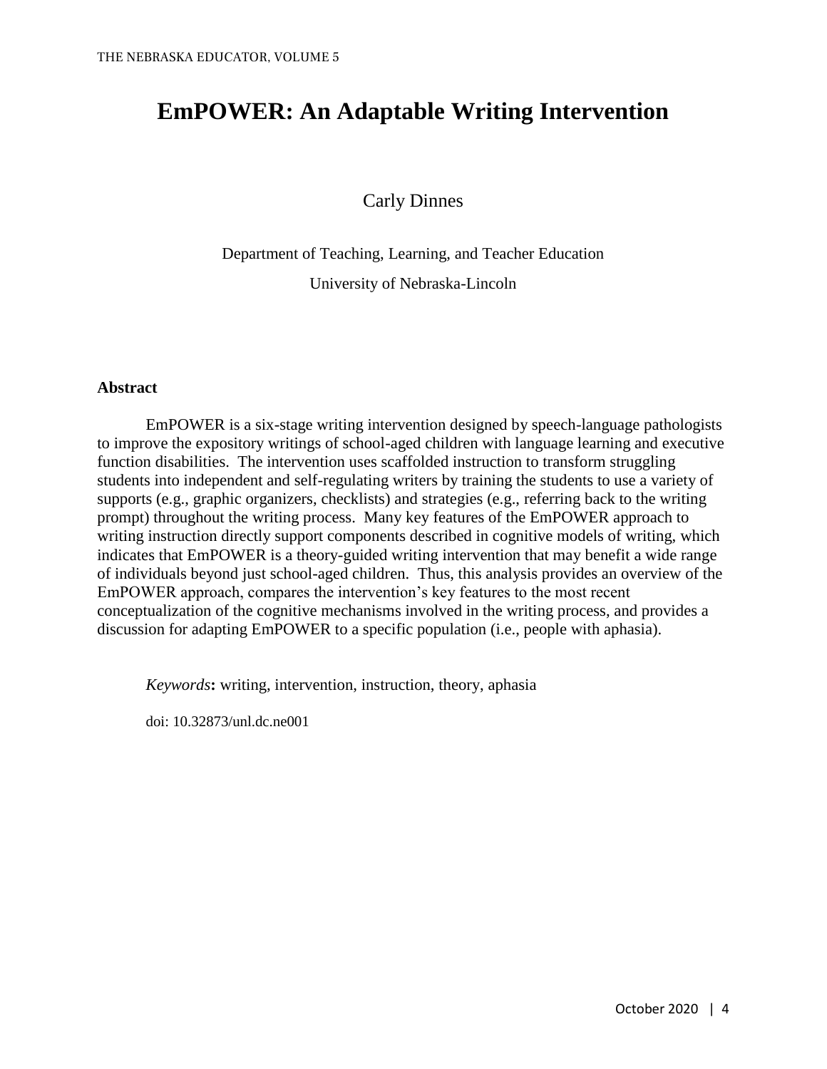# EmPOWER: An Adaptable Writing Intervention

Carly Dinnes

Department of Teaching, Learning, and Teacher Education

University of Nebraska-Lincoln

## Abstract

EmPOWER is a six-stage writing intervention designed by speech-language pathologists to improve the expository writings of school-aged children with language learning and executive function disabilities. The intervention uses scaffolded instruction to transform struggling students into independent and self-regulating writers by training the students to use a variety of supports (e.g., graphic organizers, checklists) and strategies (e.g., referring back to the writing prompt) throughout the writing process. Many key features of the EmPOWER approach to writing instruction directly support components described in cognitive models of writing, which indicates that EmPOWER is a theory-guided writing intervention that may benefit a wide range of individuals beyond just school-aged children. Thus, this analysis provides an overview of the EmPOWER approach, compares the intervention's key features to the most recent conceptualization of the cognitive mechanisms involved in the writing process, and provides a discussion for adapting EmPOWER to a specific population (i.e., people with aphasia).

*Keywords*: writing, intervention, instruction, theory, aphasia

doi: 10.32873/unl.dc.ne001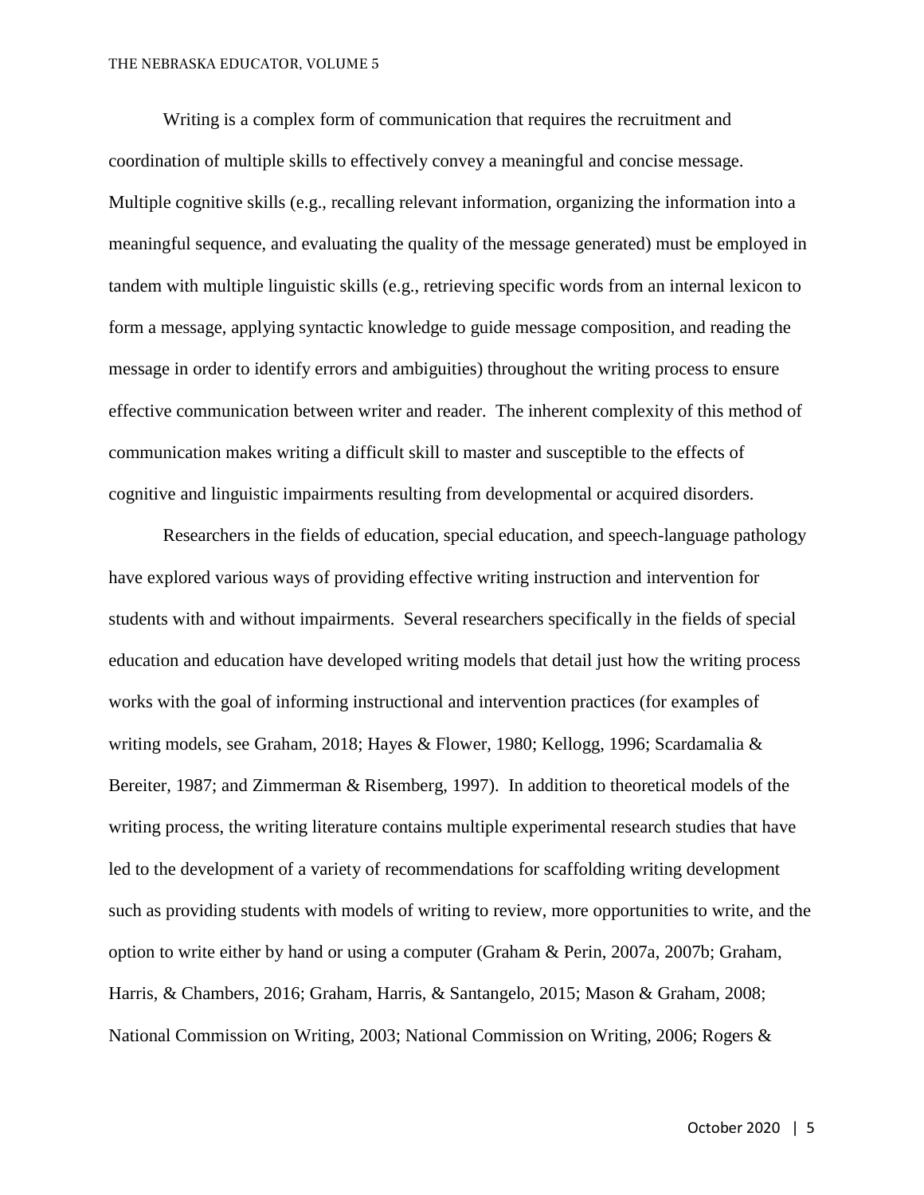Writing is a complex form of communication that requires the recruitment and coordination of multiple skills to effectively convey a meaningful and concise message. Multiple cognitive skills (e.g., recalling relevant information, organizing the information into a meaningful sequence, and evaluating the quality of the message generated) must be employed in tandem with multiple linguistic skills (e.g., retrieving specific words from an internal lexicon to form a message, applying syntactic knowledge to guide message composition, and reading the message in order to identify errors and ambiguities) throughout the writing process to ensure effective communication between writer and reader. The inherent complexity of this method of communication makes writing a difficult skill to master and susceptible to the effects of cognitive and linguistic impairments resulting from developmental or acquired disorders.

Researchers in the fields of education, special education, and speech-language pathology have explored various ways of providing effective writing instruction and intervention for students with and without impairments. Several researchers specifically in the fields of special education and education have developed writing models that detail just how the writing process works with the goal of informing instructional and intervention practices (for examples of writing models, see Graham, 2018; Hayes & Flower, 1980; Kellogg, 1996; Scardamalia & Bereiter, 1987; and Zimmerman & Risemberg, 1997). In addition to theoretical models of the writing process, the writing literature contains multiple experimental research studies that have led to the development of a variety of recommendations for scaffolding writing development such as providing students with models of writing to review, more opportunities to write, and the option to write either by hand or using a computer (Graham & Perin, 2007a, 2007b; Graham, Harris, & Chambers, 2016; Graham, Harris, & Santangelo, 2015; Mason & Graham, 2008; National Commission on Writing, 2003; National Commission on Writing, 2006; Rogers &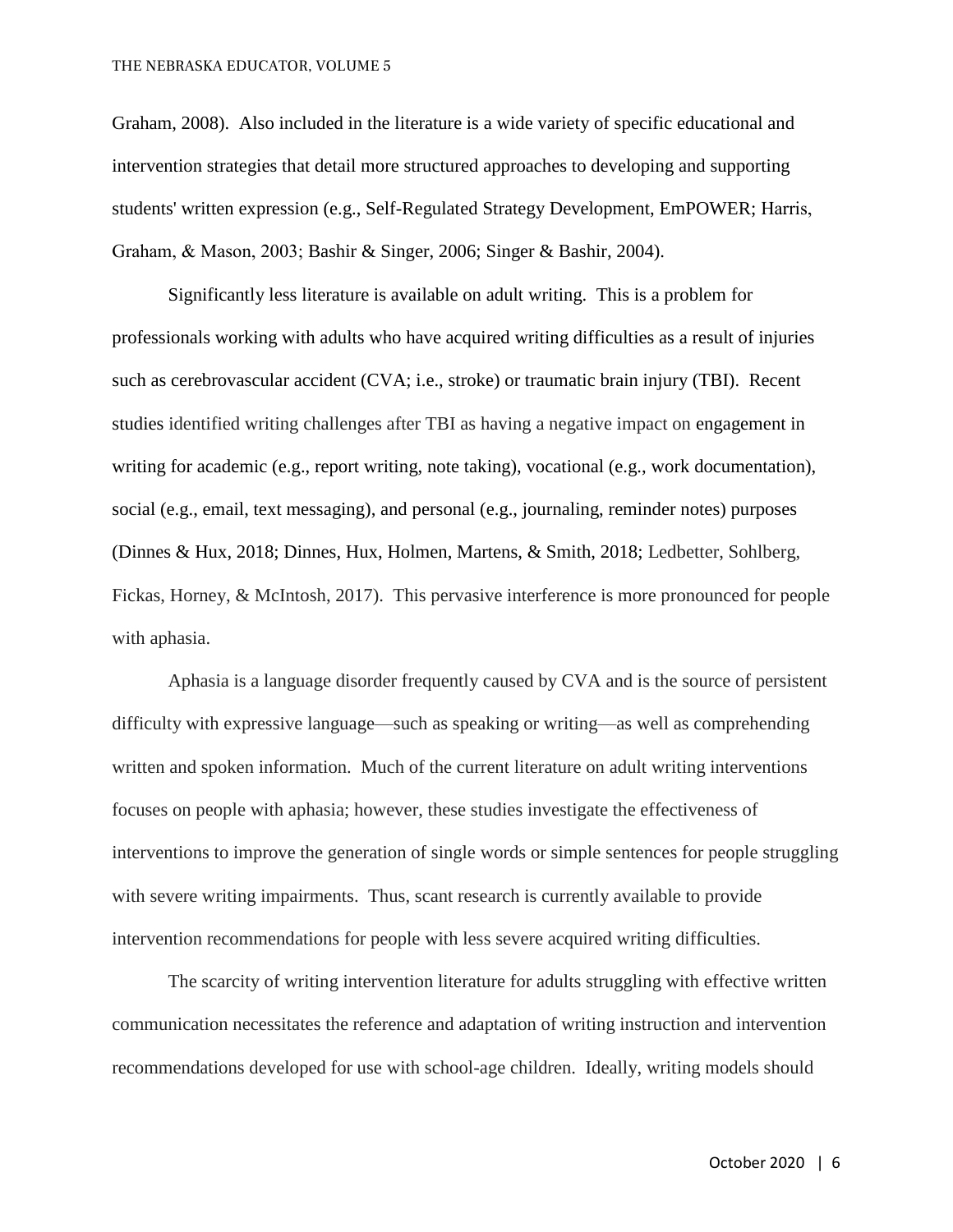Graham, 2008). Also included in the literature is a wide variety of specific educational and intervention strategies that detail more structured approaches to developing and supporting students' written expression (e.g., Self-Regulated Strategy Development, EmPOWER; Harris, Graham, & Mason, 2003; Bashir & Singer, 2006; Singer & Bashir, 2004).

Significantly less literature is available on adult writing. This is a problem for professionals working with adults who have acquired writing difficulties as a result of injuries such as cerebrovascular accident (CVA; i.e., stroke) or traumatic brain injury (TBI). Recent studies identified writing challenges after TBI as having a negative impact on engagement in writing for academic (e.g., report writing, note taking), vocational (e.g., work documentation), social (e.g., email, text messaging), and personal (e.g., journaling, reminder notes) purposes (Dinnes & Hux, 2018; Dinnes, Hux, Holmen, Martens, & Smith, 2018; Ledbetter, Sohlberg, Fickas, Horney, & McIntosh, 2017). This pervasive interference is more pronounced for people with aphasia.

Aphasia is a language disorder frequently caused by CVA and is the source of persistent difficulty with expressive language—such as speaking or writing—as well as comprehending written and spoken information. Much of the current literature on adult writing interventions focuses on people with aphasia; however, these studies investigate the effectiveness of interventions to improve the generation of single words or simple sentences for people struggling with severe writing impairments. Thus, scant research is currently available to provide intervention recommendations for people with less severe acquired writing difficulties.

The scarcity of writing intervention literature for adults struggling with effective written communication necessitates the reference and adaptation of writing instruction and intervention recommendations developed for use with school-age children. Ideally, writing models should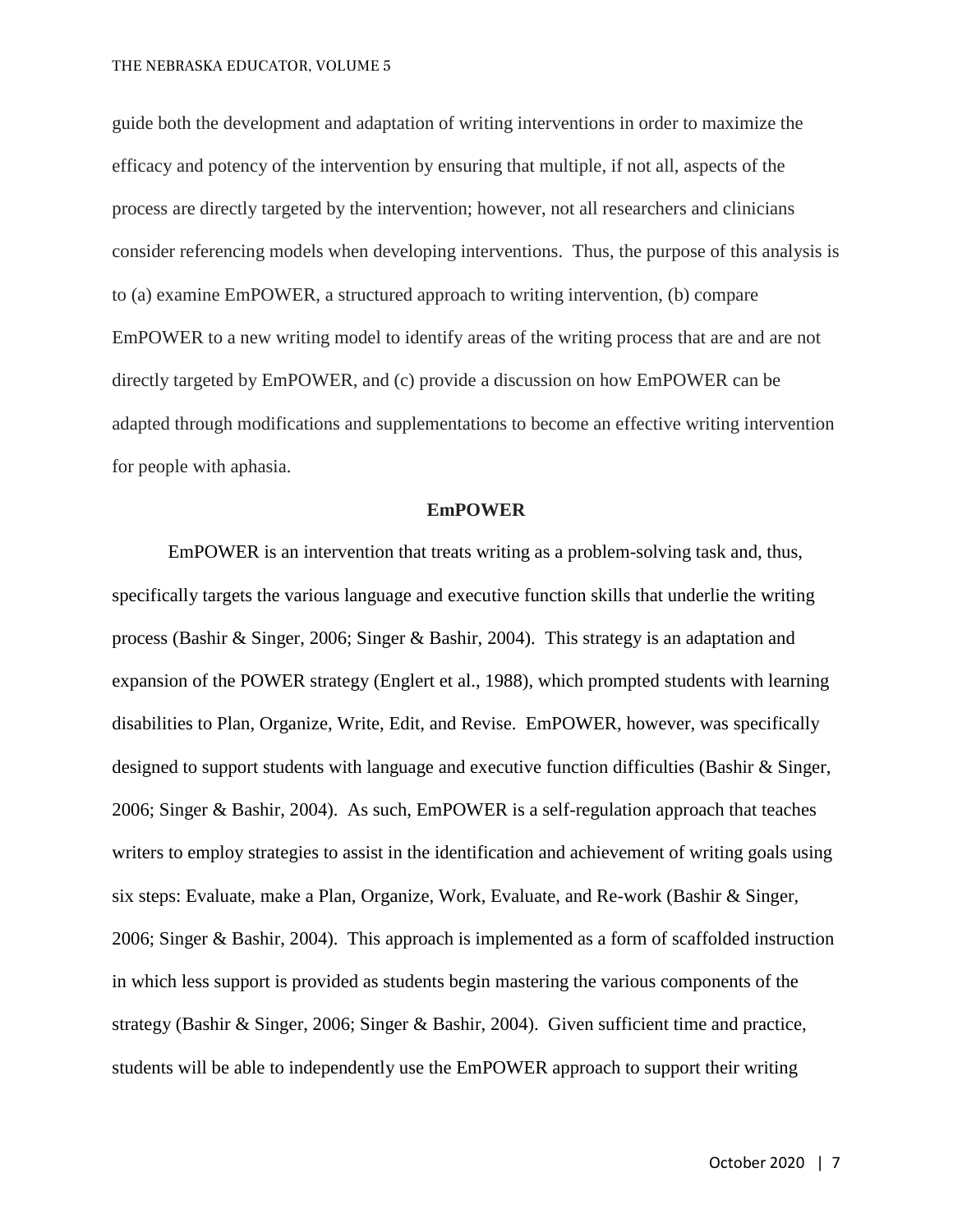guide both the development and adaptation of writing interventions in order to maximize the efficacy and potency of the intervention by ensuring that multiple, if not all, aspects of the process are directly targeted by the intervention; however, not all researchers and clinicians consider referencing models when developing interventions. Thus, the purpose of this analysis is to (a) examine EmPOWER, a structured approach to writing intervention, (b) compare EmPOWER to a new writing model to identify areas of the writing process that are and are not directly targeted by EmPOWER, and (c) provide a discussion on how EmPOWER can be adapted through modifications and supplementations to become an effective writing intervention for people with aphasia.

## EmPOWER

EmPOWER is an intervention that treats writing as a problem-solving task and, thus, specifically targets the various language and executive function skills that underlie the writing process (Bashir & Singer, 2006; Singer & Bashir, 2004). This strategy is an adaptation and expansion of the POWER strategy (Englert et al., 1988), which prompted students with learning disabilities to Plan, Organize, Write, Edit, and Revise. EmPOWER, however, was specifically designed to support students with language and executive function difficulties (Bashir & Singer, 2006; Singer & Bashir, 2004). As such, EmPOWER is a self-regulation approach that teaches writers to employ strategies to assist in the identification and achievement of writing goals using six steps: Evaluate, make a Plan, Organize, Work, Evaluate, and Re-work (Bashir & Singer, 2006; Singer & Bashir, 2004). This approach is implemented as a form of scaffolded instruction in which less support is provided as students begin mastering the various components of the strategy (Bashir & Singer, 2006; Singer & Bashir, 2004). Given sufficient time and practice, students will be able to independently use the EmPOWER approach to support their writing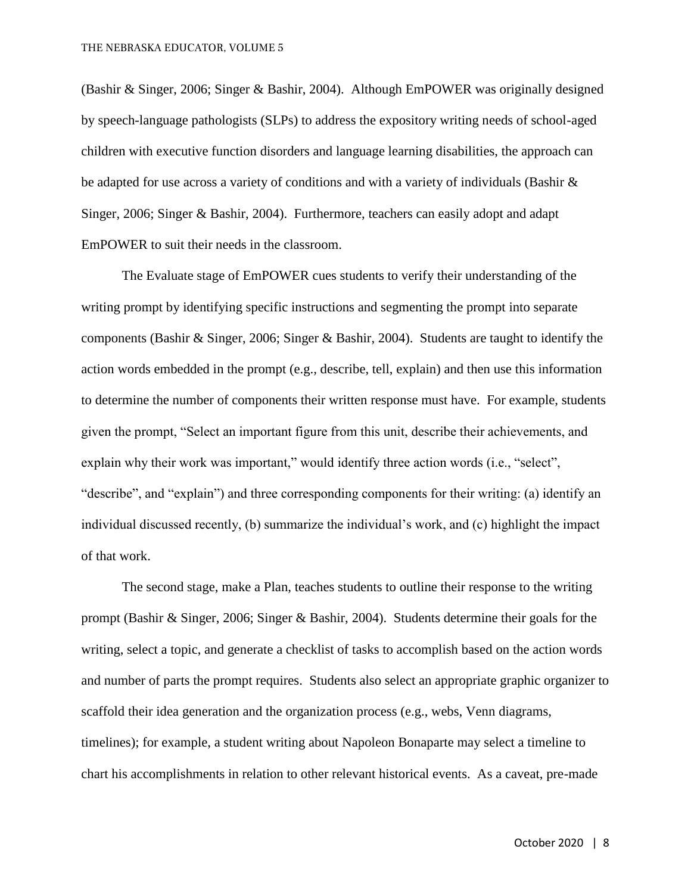(Bashir & Singer, 2006; Singer & Bashir, 2004). Although EmPOWER was originally designed by speech-language pathologists (SLPs) to address the expository writing needs of school-aged children with executive function disorders and language learning disabilities, the approach can be adapted for use across a variety of conditions and with a variety of individuals (Bashir & Singer, 2006; Singer & Bashir, 2004). Furthermore, teachers can easily adopt and adapt EmPOWER to suit their needs in the classroom.

The Evaluate stage of EmPOWER cues students to verify their understanding of the writing prompt by identifying specific instructions and segmenting the prompt into separate components (Bashir & Singer, 2006; Singer & Bashir, 2004). Students are taught to identify the action words embedded in the prompt (e.g., describe, tell, explain) and then use this information to determine the number of components their written response must have. For example, students given the prompt, "Select an important figure from this unit, describe their achievements, and explain why their work was important," would identify three action words (i.e., "select", "describe", and "explain") and three corresponding components for their writing: (a) identify an individual discussed recently, (b) summarize the individual's work, and (c) highlight the impact of that work.

The second stage, make a Plan, teaches students to outline their response to the writing prompt (Bashir & Singer, 2006; Singer & Bashir, 2004). Students determine their goals for the writing, select a topic, and generate a checklist of tasks to accomplish based on the action words and number of parts the prompt requires. Students also select an appropriate graphic organizer to scaffold their idea generation and the organization process (e.g., webs, Venn diagrams, timelines); for example, a student writing about Napoleon Bonaparte may select a timeline to chart his accomplishments in relation to other relevant historical events. As a caveat, pre-made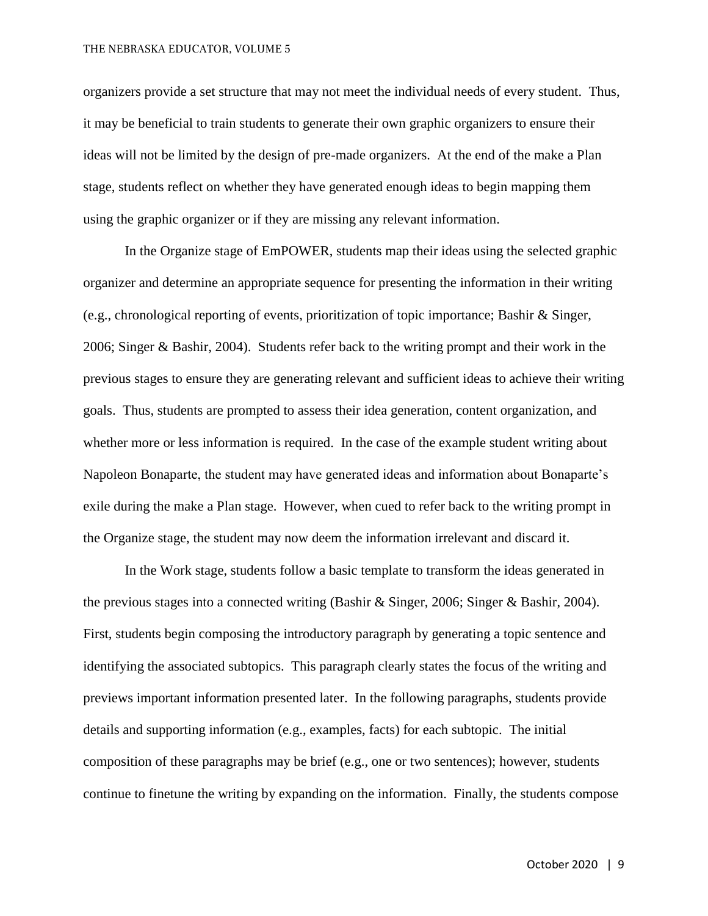organizers provide a set structure that may not meet the individual needs of every student. Thus, it may be beneficial to train students to generate their own graphic organizers to ensure their ideas will not be limited by the design of pre-made organizers. At the end of the make a Plan stage, students reflect on whether they have generated enough ideas to begin mapping them using the graphic organizer or if they are missing any relevant information.

In the Organize stage of EmPOWER, students map their ideas using the selected graphic organizer and determine an appropriate sequence for presenting the information in their writing (e.g., chronological reporting of events, prioritization of topic importance; Bashir & Singer, 2006; Singer & Bashir, 2004). Students refer back to the writing prompt and their work in the previous stages to ensure they are generating relevant and sufficient ideas to achieve their writing goals. Thus, students are prompted to assess their idea generation, content organization, and whether more or less information is required. In the case of the example student writing about Napoleon Bonaparte, the student may have generated ideas and information about Bonaparte's exile during the make a Plan stage. However, when cued to refer back to the writing prompt in the Organize stage, the student may now deem the information irrelevant and discard it.

In the Work stage, students follow a basic template to transform the ideas generated in the previous stages into a connected writing (Bashir & Singer, 2006; Singer & Bashir, 2004). First, students begin composing the introductory paragraph by generating a topic sentence and identifying the associated subtopics. This paragraph clearly states the focus of the writing and previews important information presented later. In the following paragraphs, students provide details and supporting information (e.g., examples, facts) for each subtopic. The initial composition of these paragraphs may be brief (e.g., one or two sentences); however, students continue to finetune the writing by expanding on the information. Finally, the students compose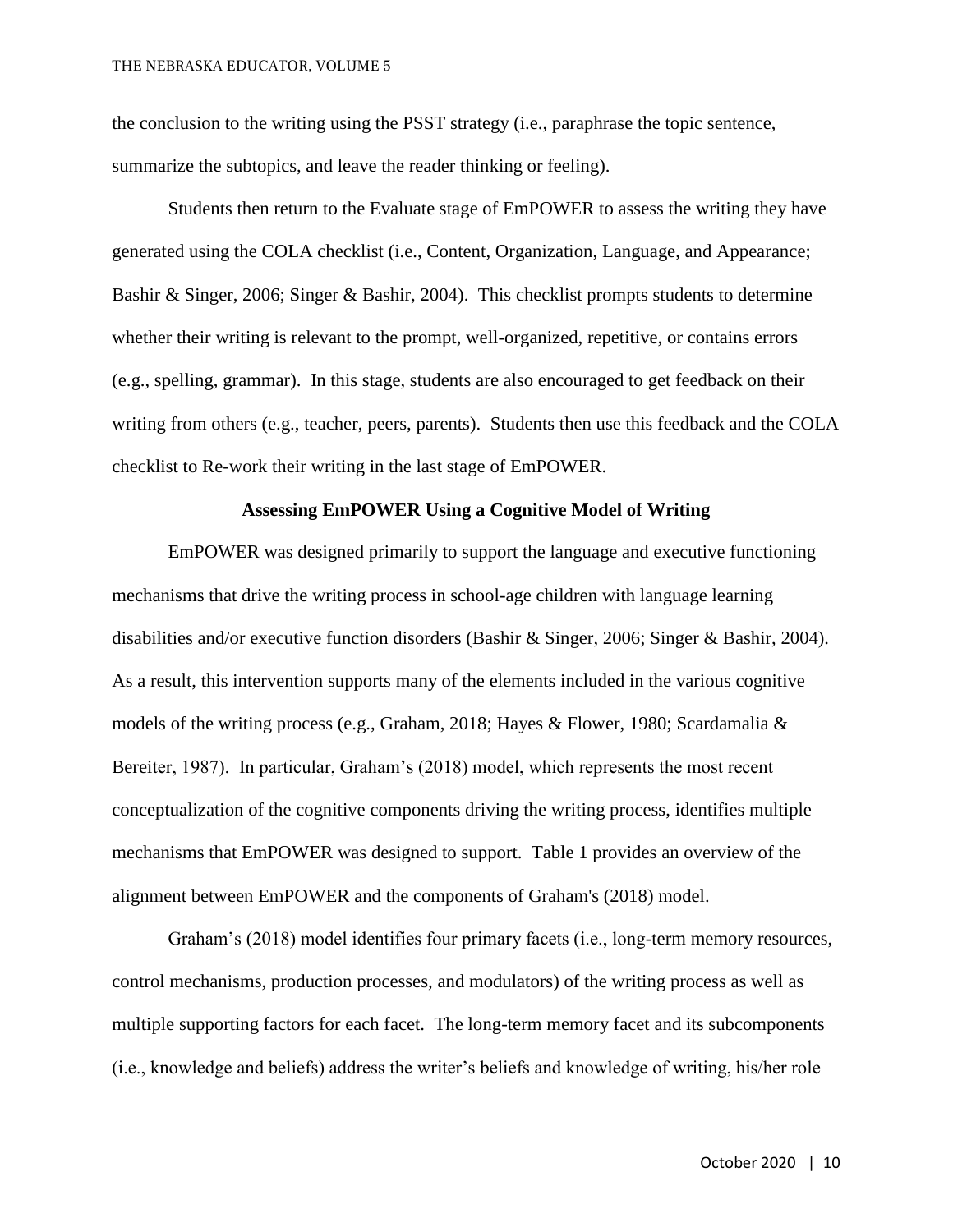the conclusion to the writing using the PSST strategy (i.e., paraphrase the topic sentence, summarize the subtopics, and leave the reader thinking or feeling).

Students then return to the Evaluate stage of EmPOWER to assess the writing they have generated using the COLA checklist (i.e., Content, Organization, Language, and Appearance; Bashir & Singer, 2006; Singer & Bashir, 2004). This checklist prompts students to determine whether their writing is relevant to the prompt, well-organized, repetitive, or contains errors (e.g., spelling, grammar). In this stage, students are also encouraged to get feedback on their writing from others (e.g., teacher, peers, parents). Students then use this feedback and the COLA checklist to Re-work their writing in the last stage of EmPOWER.

## Assessing EmPOWER Using a Cognitive Model of Writing

EmPOWER was designed primarily to support the language and executive functioning mechanisms that drive the writing process in school-age children with language learning disabilities and/or executive function disorders (Bashir & Singer, 2006; Singer & Bashir, 2004). As a result, this intervention supports many of the elements included in the various cognitive models of the writing process (e.g., Graham, 2018; Hayes & Flower, 1980; Scardamalia & Bereiter, 1987). In particular, Graham's (2018) model, which represents the most recent conceptualization of the cognitive components driving the writing process, identifies multiple mechanisms that EmPOWER was designed to support. Table 1 provides an overview of the alignment between EmPOWER and the components of Graham's (2018) model.

Graham's (2018) model identifies four primary facets (i.e., long-term memory resources, control mechanisms, production processes, and modulators) of the writing process as well as multiple supporting factors for each facet. The long-term memory facet and its subcomponents (i.e., knowledge and beliefs) address the writer's beliefs and knowledge of writing, his/her role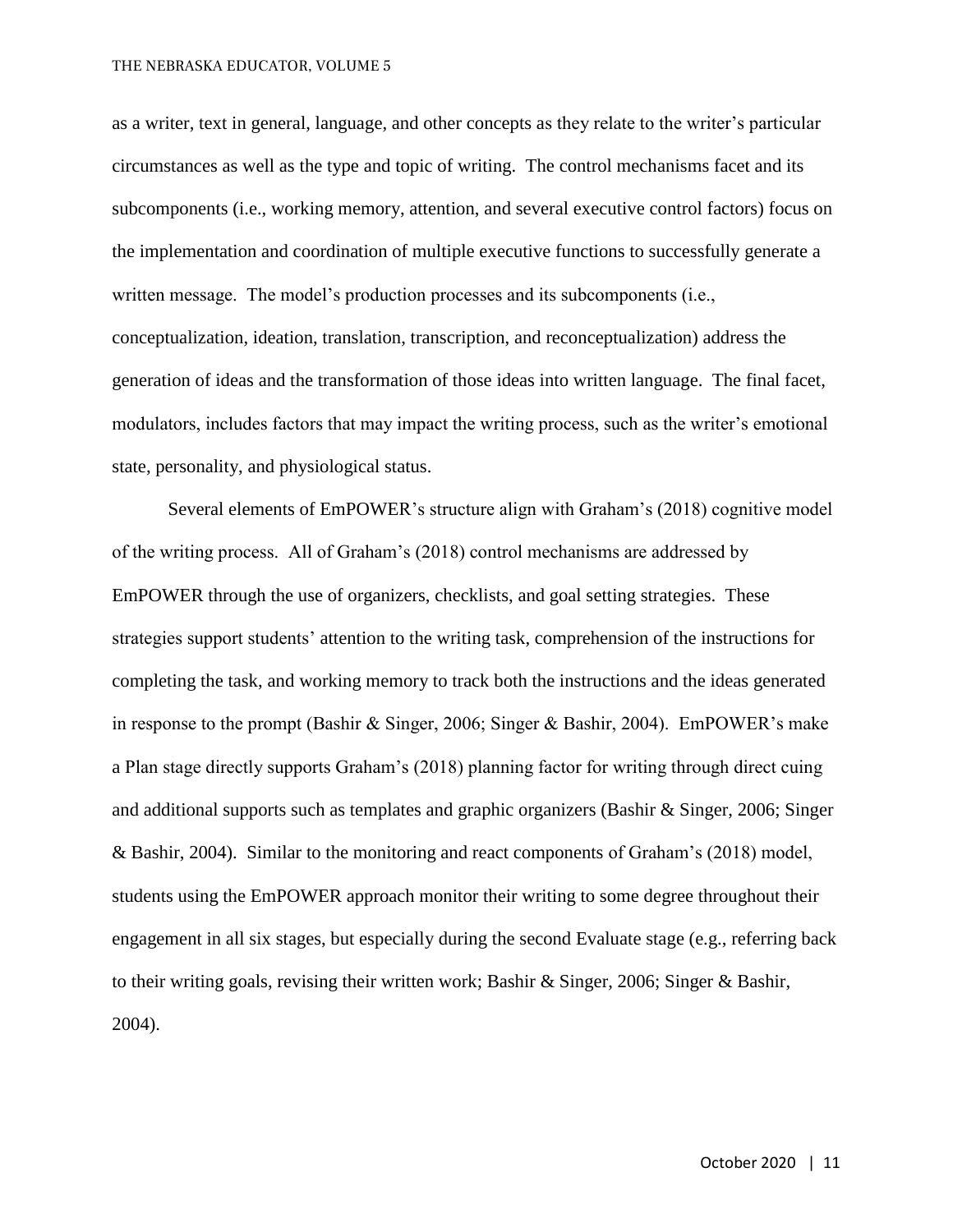as a writer, text in general, language, and other concepts as they relate to the writer's particular circumstances as well as the type and topic of writing. The control mechanisms facet and its subcomponents (i.e., working memory, attention, and several executive control factors) focus on the implementation and coordination of multiple executive functions to successfully generate a written message. The model's production processes and its subcomponents (i.e., conceptualization, ideation, translation, transcription, and reconceptualization) address the generation of ideas and the transformation of those ideas into written language. The final facet, modulators, includes factors that may impact the writing process, such as the writer's emotional state, personality, and physiological status.

Several elements of EmPOWER's structure align with Graham's (2018) cognitive model of the writing process. All of Graham's (2018) control mechanisms are addressed by EmPOWER through the use of organizers, checklists, and goal setting strategies. These strategies support students' attention to the writing task, comprehension of the instructions for completing the task, and working memory to track both the instructions and the ideas generated in response to the prompt (Bashir & Singer, 2006; Singer & Bashir, 2004). EmPOWER's make a Plan stage directly supports Graham's (2018) planning factor for writing through direct cuing and additional supports such as templates and graphic organizers (Bashir & Singer, 2006; Singer & Bashir, 2004). Similar to the monitoring and react components of Graham's (2018) model, students using the EmPOWER approach monitor their writing to some degree throughout their engagement in all six stages, but especially during the second Evaluate stage (e.g., referring back to their writing goals, revising their written work; Bashir & Singer, 2006; Singer & Bashir, 2004).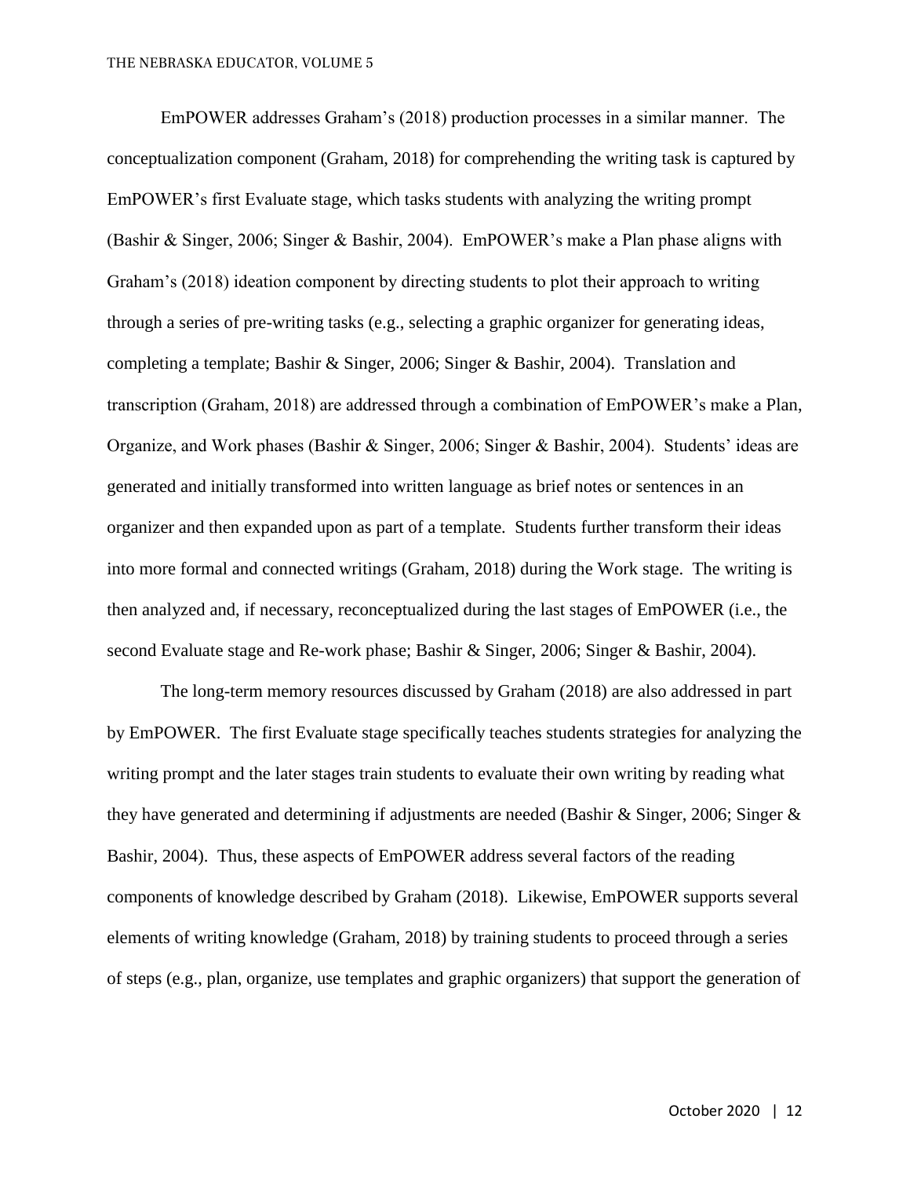EmPOWER addresses Graham's (2018) production processes in a similar manner. The conceptualization component (Graham, 2018) for comprehending the writing task is captured by EmPOWER's first Evaluate stage, which tasks students with analyzing the writing prompt (Bashir & Singer, 2006; Singer & Bashir, 2004). EmPOWER's make a Plan phase aligns with Graham's (2018) ideation component by directing students to plot their approach to writing through a series of pre-writing tasks (e.g., selecting a graphic organizer for generating ideas, completing a template; Bashir & Singer, 2006; Singer & Bashir, 2004). Translation and transcription (Graham, 2018) are addressed through a combination of EmPOWER's make a Plan, Organize, and Work phases (Bashir & Singer, 2006; Singer & Bashir, 2004). Students' ideas are generated and initially transformed into written language as brief notes or sentences in an organizer and then expanded upon as part of a template. Students further transform their ideas into more formal and connected writings (Graham, 2018) during the Work stage. The writing is then analyzed and, if necessary, reconceptualized during the last stages of EmPOWER (i.e., the second Evaluate stage and Re-work phase; Bashir & Singer, 2006; Singer & Bashir, 2004).

The long-term memory resources discussed by Graham (2018) are also addressed in part by EmPOWER. The first Evaluate stage specifically teaches students strategies for analyzing the writing prompt and the later stages train students to evaluate their own writing by reading what they have generated and determining if adjustments are needed (Bashir & Singer, 2006; Singer & Bashir, 2004). Thus, these aspects of EmPOWER address several factors of the reading components of knowledge described by Graham (2018). Likewise, EmPOWER supports several elements of writing knowledge (Graham, 2018) by training students to proceed through a series of steps (e.g., plan, organize, use templates and graphic organizers) that support the generation of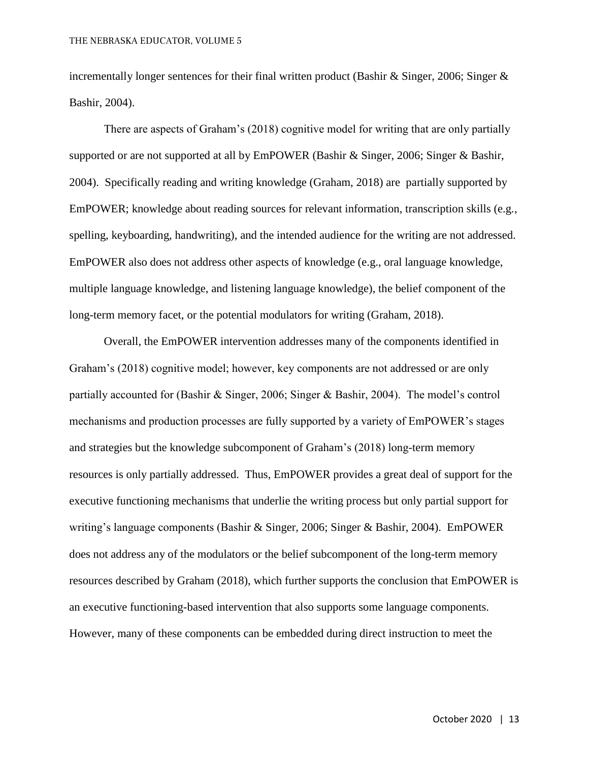incrementally longer sentences for their final written product (Bashir & Singer, 2006; Singer & Bashir, 2004).

There are aspects of Graham's (2018) cognitive model for writing that are only partially supported or are not supported at all by EmPOWER (Bashir & Singer, 2006; Singer & Bashir, 2004). Specifically reading and writing knowledge (Graham, 2018) are partially supported by EmPOWER; knowledge about reading sources for relevant information, transcription skills (e.g., spelling, keyboarding, handwriting), and the intended audience for the writing are not addressed. EmPOWER also does not address other aspects of knowledge (e.g., oral language knowledge, multiple language knowledge, and listening language knowledge), the belief component of the long-term memory facet, or the potential modulators for writing (Graham, 2018).

Overall, the EmPOWER intervention addresses many of the components identified in Graham's (2018) cognitive model; however, key components are not addressed or are only partially accounted for (Bashir & Singer, 2006; Singer & Bashir, 2004). The model's control mechanisms and production processes are fully supported by a variety of EmPOWER's stages and strategies but the knowledge subcomponent of Graham's (2018) long-term memory resources is only partially addressed. Thus, EmPOWER provides a great deal of support for the executive functioning mechanisms that underlie the writing process but only partial support for writing's language components (Bashir & Singer, 2006; Singer & Bashir, 2004). EmPOWER does not address any of the modulators or the belief subcomponent of the long-term memory resources described by Graham (2018), which further supports the conclusion that EmPOWER is an executive functioning-based intervention that also supports some language components. However, many of these components can be embedded during direct instruction to meet the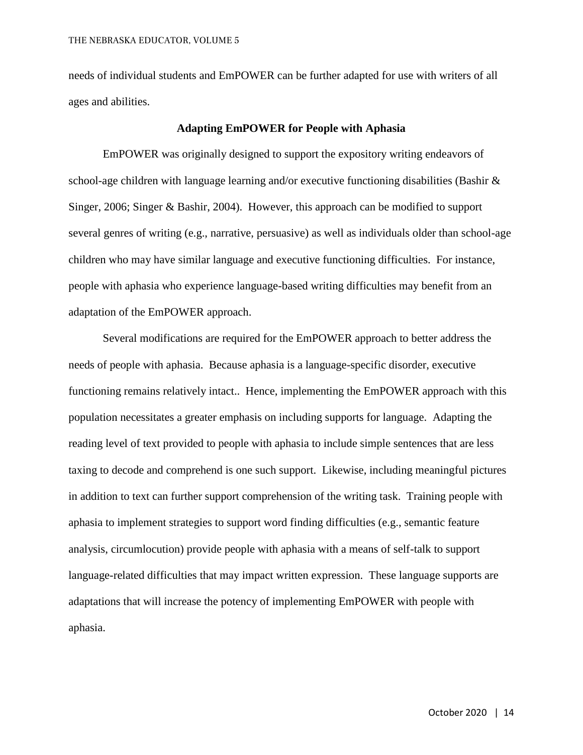needs of individual students and EmPOWER can be further adapted for use with writers of all ages and abilities.

## Adapting EmPOWER for People with Aphasia

EmPOWER was originally designed to support the expository writing endeavors of school-age children with language learning and/or executive functioning disabilities (Bashir & Singer, 2006; Singer & Bashir, 2004). However, this approach can be modified to support several genres of writing (e.g., narrative, persuasive) as well as individuals older than school-age children who may have similar language and executive functioning difficulties. For instance, people with aphasia who experience language-based writing difficulties may benefit from an adaptation of the EmPOWER approach.

Several modifications are required for the EmPOWER approach to better address the needs of people with aphasia. Because aphasia is a language-specific disorder, executive functioning remains relatively intact.. Hence, implementing the EmPOWER approach with this population necessitates a greater emphasis on including supports for language. Adapting the reading level of text provided to people with aphasia to include simple sentences that are less taxing to decode and comprehend is one such support. Likewise, including meaningful pictures in addition to text can further support comprehension of the writing task. Training people with aphasia to implement strategies to support word finding difficulties (e.g., semantic feature analysis, circumlocution) provide people with aphasia with a means of self-talk to support language-related difficulties that may impact written expression. These language supports are adaptations that will increase the potency of implementing EmPOWER with people with aphasia.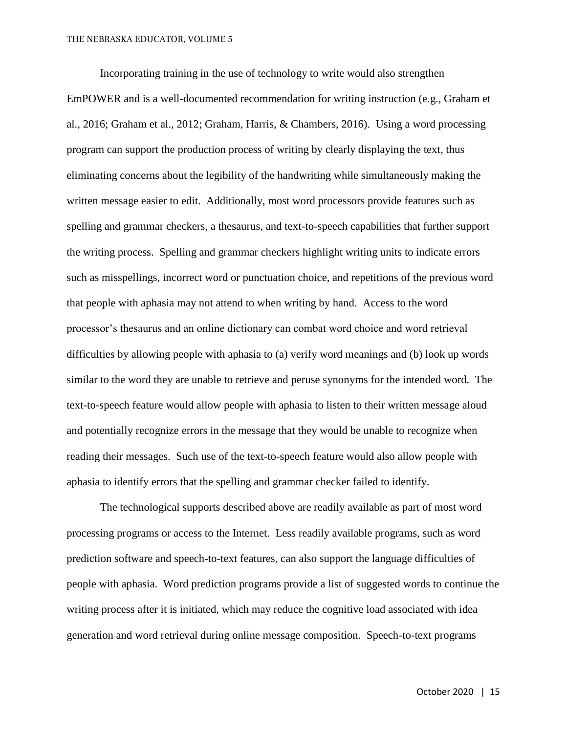Incorporating training in the use of technology to write would also strengthen EmPOWER and is a well-documented recommendation for writing instruction (e.g., Graham et al., 2016; Graham et al., 2012; Graham, Harris, & Chambers, 2016). Using a word processing program can support the production process of writing by clearly displaying the text, thus eliminating concerns about the legibility of the handwriting while simultaneously making the written message easier to edit. Additionally, most word processors provide features such as spelling and grammar checkers, a thesaurus, and text-to-speech capabilities that further support the writing process. Spelling and grammar checkers highlight writing units to indicate errors such as misspellings, incorrect word or punctuation choice, and repetitions of the previous word that people with aphasia may not attend to when writing by hand. Access to the word processor's thesaurus and an online dictionary can combat word choice and word retrieval difficulties by allowing people with aphasia to (a) verify word meanings and (b) look up words similar to the word they are unable to retrieve and peruse synonyms for the intended word. The text-to-speech feature would allow people with aphasia to listen to their written message aloud and potentially recognize errors in the message that they would be unable to recognize when reading their messages. Such use of the text-to-speech feature would also allow people with aphasia to identify errors that the spelling and grammar checker failed to identify.

The technological supports described above are readily available as part of most word processing programs or access to the Internet. Less readily available programs, such as word prediction software and speech-to-text features, can also support the language difficulties of people with aphasia. Word prediction programs provide a list of suggested words to continue the writing process after it is initiated, which may reduce the cognitive load associated with idea generation and word retrieval during online message composition. Speech-to-text programs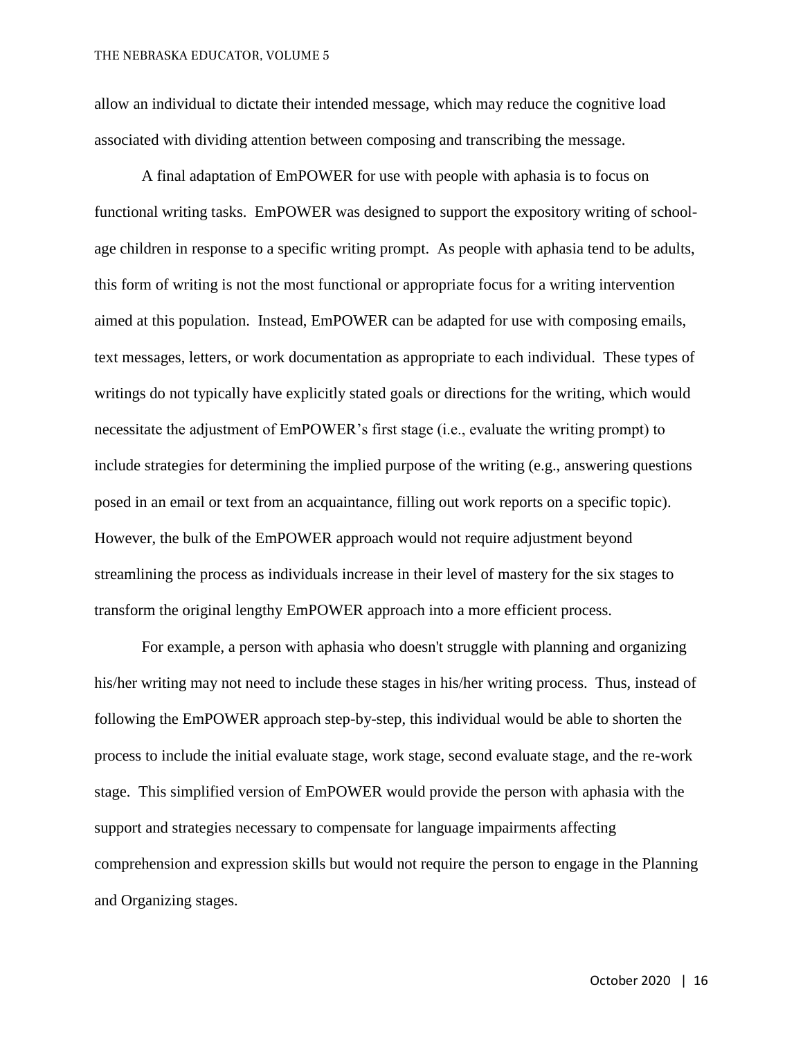allow an individual to dictate their intended message, which may reduce the cognitive load associated with dividing attention between composing and transcribing the message.

A final adaptation of EmPOWER for use with people with aphasia is to focus on functional writing tasks. EmPOWER was designed to support the expository writing of school-age children in response to a specific writing prompt. As people with aphasia tend to be adults, this form of writing is not the most functional or appropriate focus for a writing intervention aimed at this population. Instead, EmPOWER can be adapted for use with composing emails, text messages, letters, or work documentation as appropriate to each individual. These types of writings do not typically have explicitly stated goals or directions for the writing, which would necessitate the adjustment of EmPOWER's first stage (i.e., evaluate the writing prompt) to include strategies for determining the implied purpose of the writing (e.g., answering questions posed in an email or text from an acquaintance, filling out work reports on a specific topic). However, the bulk of the EmPOWER approach would not require adjustment beyond streamlining the process as individuals increase in their level of mastery for the six stages to transform the original lengthy EmPOWER approach into a more efficient process.

For example, a person with aphasia who doesn't struggle with planning and organizing his/her writing may not need to include these stages in his/her writing process. Thus, instead of following the EmPOWER approach step-by-step, this individual would be able to shorten the process to include the initial evaluate stage, work stage, second evaluate stage, and the re-work stage. This simplified version of EmPOWER would provide the person with aphasia with the support and strategies necessary to compensate for language impairments affecting comprehension and expression skills but would not require the person to engage in the Planning and Organizing stages.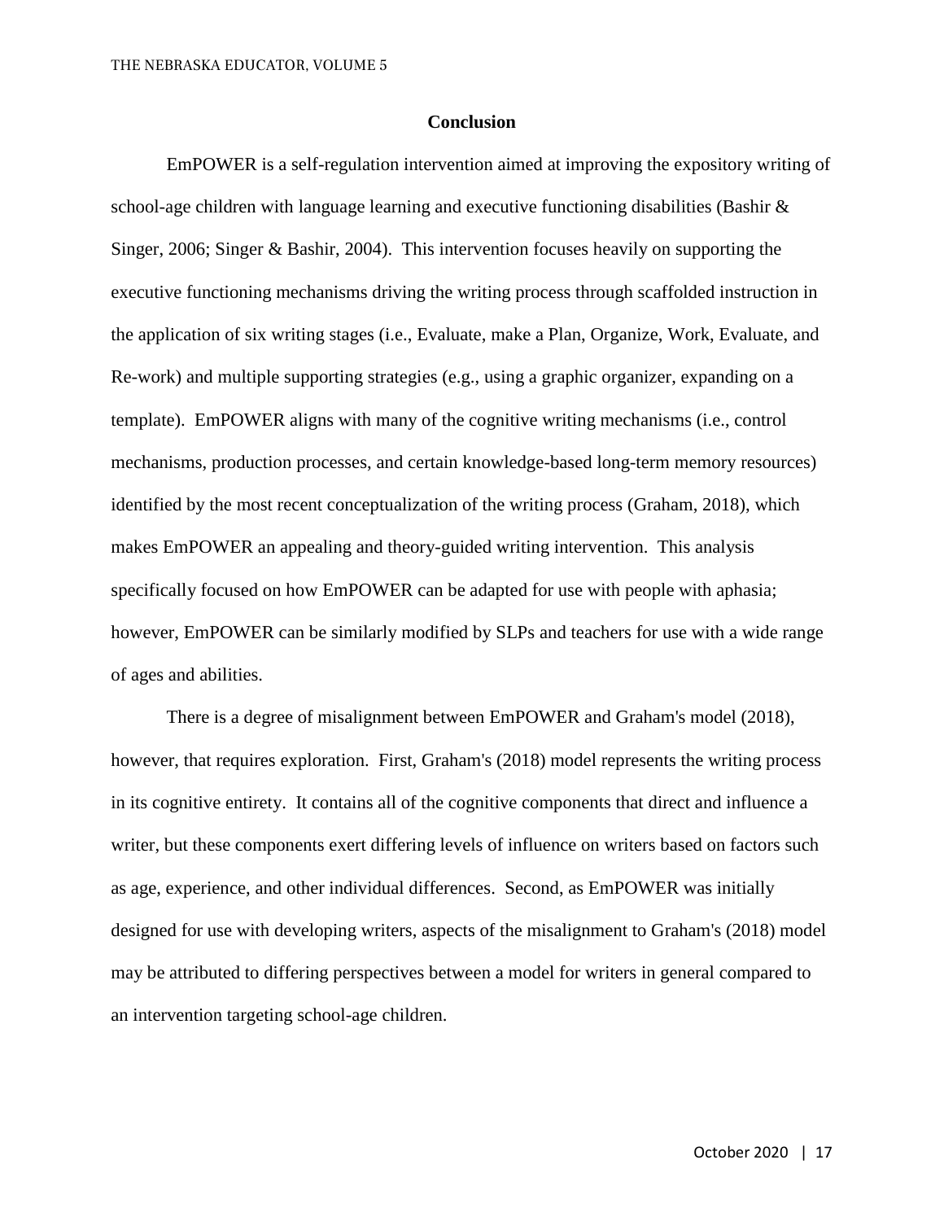## Conclusion

EmPOWER is a self-regulation intervention aimed at improving the expository writing of school-age children with language learning and executive functioning disabilities (Bashir & Singer, 2006; Singer & Bashir, 2004). This intervention focuses heavily on supporting the executive functioning mechanisms driving the writing process through scaffolded instruction in the application of six writing stages (i.e., Evaluate, make a Plan, Organize, Work, Evaluate, and Re-work) and multiple supporting strategies (e.g., using a graphic organizer, expanding on a template). EmPOWER aligns with many of the cognitive writing mechanisms (i.e., control mechanisms, production processes, and certain knowledge-based long-term memory resources) identified by the most recent conceptualization of the writing process (Graham, 2018), which makes EmPOWER an appealing and theory-guided writing intervention. This analysis specifically focused on how EmPOWER can be adapted for use with people with aphasia; however, EmPOWER can be similarly modified by SLPs and teachers for use with a wide range of ages and abilities.

There is a degree of misalignment between EmPOWER and Graham's model (2018), however, that requires exploration. First, Graham's (2018) model represents the writing process in its cognitive entirety. It contains all of the cognitive components that direct and influence a writer, but these components exert differing levels of influence on writers based on factors such as age, experience, and other individual differences. Second, as EmPOWER was initially designed for use with developing writers, aspects of the misalignment to Graham's (2018) model may be attributed to differing perspectives between a model for writers in general compared to an intervention targeting school-age children.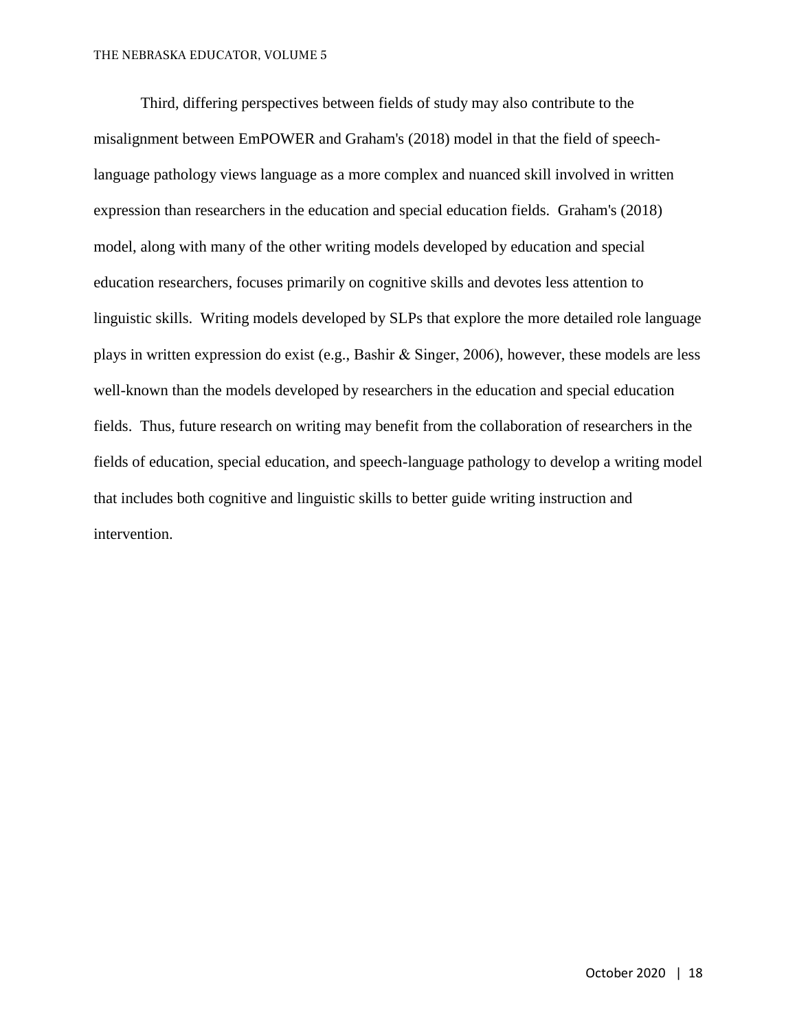Third, differing perspectives between fields of study may also contribute to the misalignment between EmPOWER and Graham's (2018) model in that the field of speech-language pathology views language as a more complex and nuanced skill involved in written expression than researchers in the education and special education fields. Graham's (2018) model, along with many of the other writing models developed by education and special education researchers, focuses primarily on cognitive skills and devotes less attention to linguistic skills. Writing models developed by SLPs that explore the more detailed role language plays in written expression do exist (e.g., Bashir & Singer, 2006), however, these models are less well-known than the models developed by researchers in the education and special education fields. Thus, future research on writing may benefit from the collaboration of researchers in the fields of education, special education, and speech-language pathology to develop a writing model that includes both cognitive and linguistic skills to better guide writing instruction and intervention.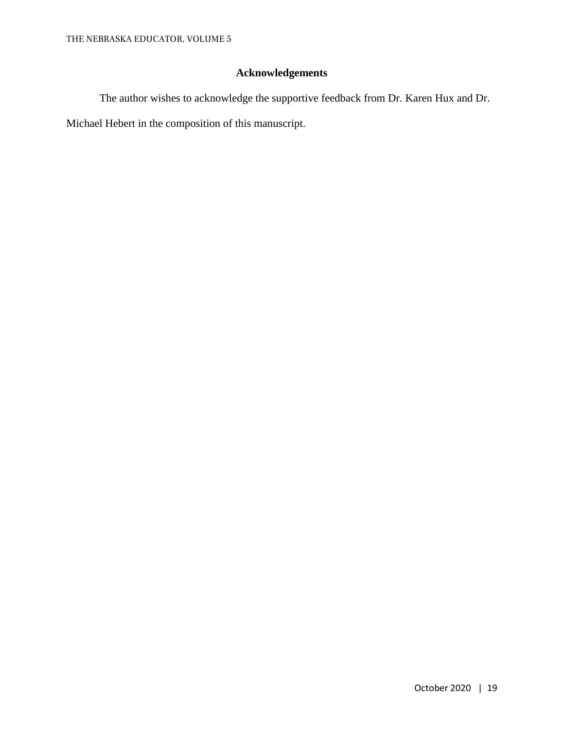## Acknowledgements

The author wishes to acknowledge the supportive feedback from Dr. Karen Hux and Dr. Michael Hebert in the composition of this manuscript.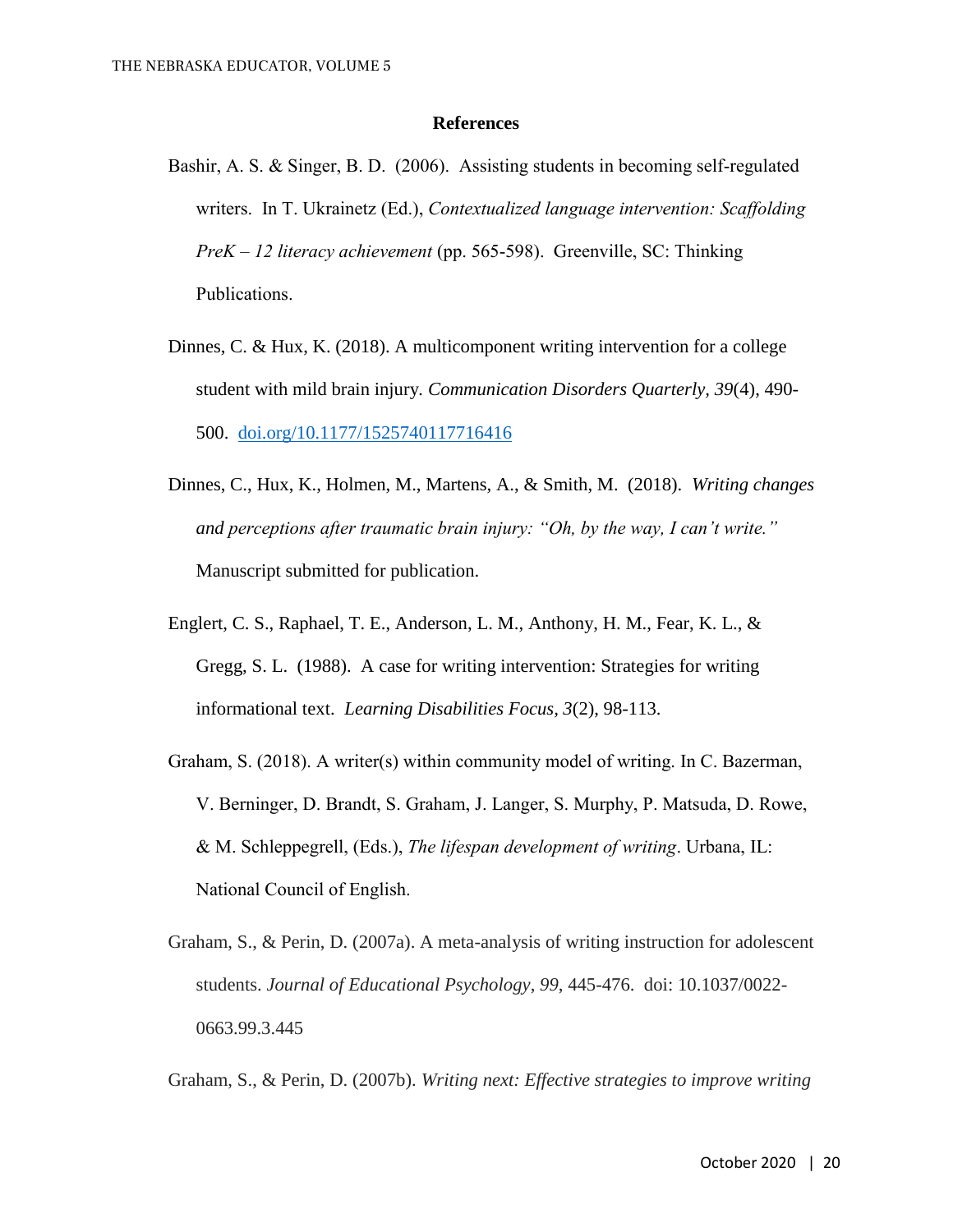## References

Bashir, A. S. & Singer, B. D. (2006). Assisting students in becoming self-regulated writers. In T. Ukrainetz (Ed.), *Contextualized language intervention: Scaffolding PreK – 12 literacy achievement* (pp. 565-598). Greenville, SC: Thinking Publications.

Dinnes, C. & Hux, K. (2018). A multicomponent writing intervention for a college student with mild brain injury. *Communication Disorders Quarterly, 39*(4), 490-500. [doi.org/10.1177/1525740117716416](https://doi.org/10.1177/1525740117716416)

Dinnes, C., Hux, K., Holmen, M., Martens, A., & Smith, M. (2018). *Writing changes and perceptions after traumatic brain injury: "Oh, by the way, I can't write."* Manuscript submitted for publication.

Englert, C. S., Raphael, T. E., Anderson, L. M., Anthony, H. M., Fear, K. L., & Gregg, S. L. (1988). A case for writing intervention: Strategies for writing informational text. *Learning Disabilities Focus, 3*(2), 98-113.

Graham, S. (2018). A writer(s) within community model of writing. In C. Bazerman, V. Berninger, D. Brandt, S. Graham, J. Langer, S. Murphy, P. Matsuda, D. Rowe, & M. Schleppegrell, (Eds.), *The lifespan development of writing*. Urbana, IL: National Council of English.

Graham, S., & Perin, D. (2007a). A meta-analysis of writing instruction for adolescent students. *Journal of Educational Psychology*, *99*, 445-476. doi: 10.1037/0022-0663.99.3.445

Graham, S., & Perin, D. (2007b). *Writing next: Effective strategies to improve writing*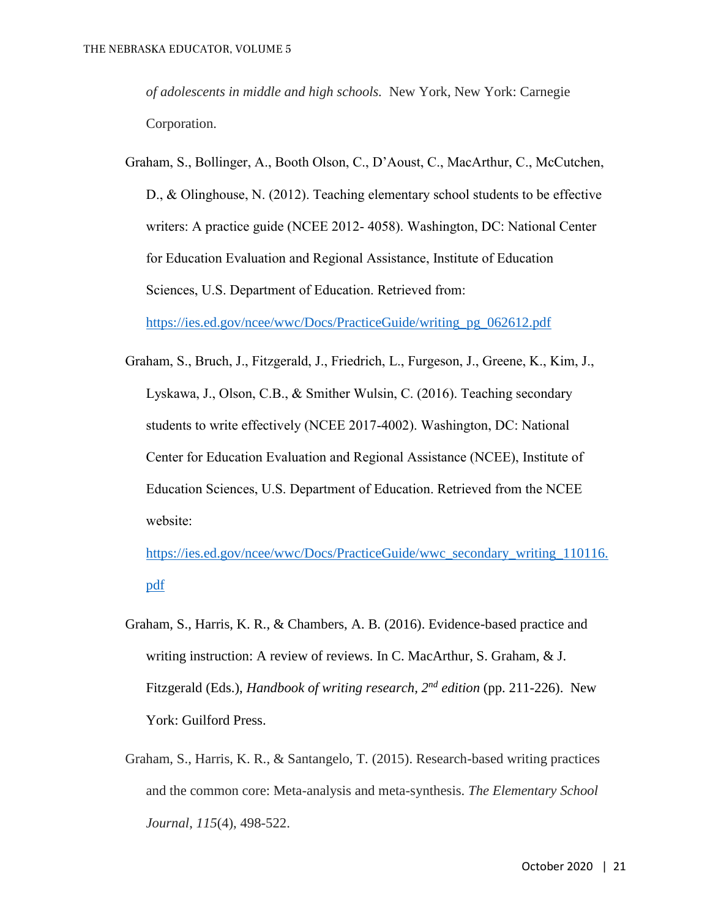*of adolescents in middle and high schools.* New York, New York: Carnegie Corporation.

Graham, S., Bollinger, A., Booth Olson, C., D'Aoust, C., MacArthur, C., McCutchen, D., & Olinghouse, N. (2012). Teaching elementary school students to be effective writers: A practice guide (NCEE 2012- 4058). Washington, DC: National Center for Education Evaluation and Regional Assistance, Institute of Education Sciences, U.S. Department of Education. Retrieved from: https://ies.ed.gov/ncee/wwc/Docs/PracticeGuide/writing_pg_062612.pdf

Graham, S., Bruch, J., Fitzgerald, J., Friedrich, L., Furgeson, J., Greene, K., Kim, J., Lyskawa, J., Olson, C.B., & Smither Wulsin, C. (2016). Teaching secondary students to write effectively (NCEE 2017-4002). Washington, DC: National Center for Education Evaluation and Regional Assistance (NCEE), Institute of Education Sciences, U.S. Department of Education. Retrieved from the NCEE website: https://ies.ed.gov/ncee/wwc/Docs/PracticeGuide/wwc_secondary_writing_110116.pdf

Graham, S., Harris, K. R., & Chambers, A. B. (2016). Evidence-based practice and writing instruction: A review of reviews. In C. MacArthur, S. Graham, & J. Fitzgerald (Eds.), *Handbook of writing research, 2nd edition* (pp. 211-226). New York: Guilford Press.

Graham, S., Harris, K. R., & Santangelo, T. (2015). Research-based writing practices and the common core: Meta-analysis and meta-synthesis. *The Elementary School Journal*, *115*(4), 498-522.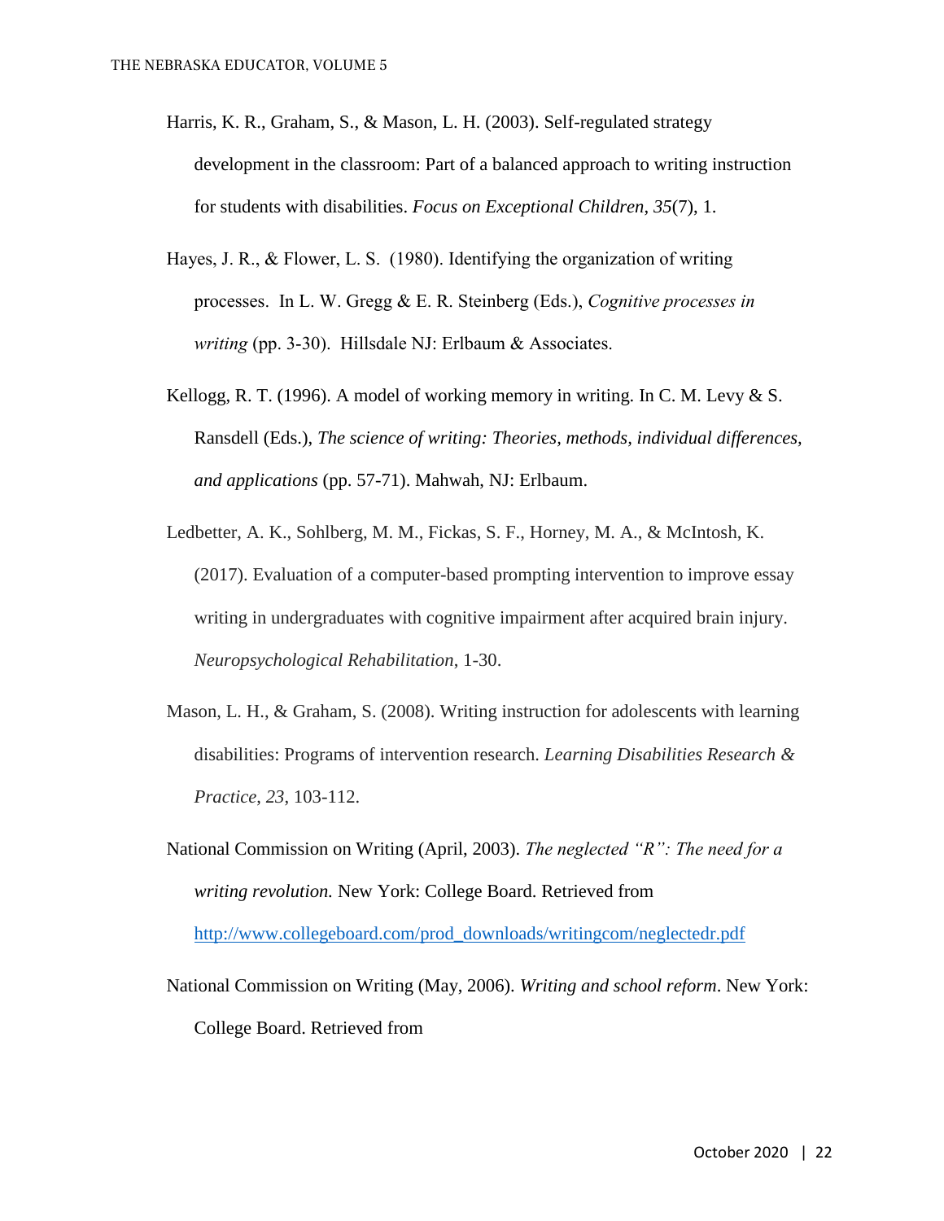Harris, K. R., Graham, S., & Mason, L. H. (2003). Self-regulated strategy development in the classroom: Part of a balanced approach to writing instruction for students with disabilities. *Focus on Exceptional Children*, *35*(7), 1.

Hayes, J. R., & Flower, L. S. (1980). Identifying the organization of writing processes. In L. W. Gregg & E. R. Steinberg (Eds.), *Cognitive processes in writing* (pp. 3-30). Hillsdale NJ: Erlbaum & Associates.

Kellogg, R. T. (1996). A model of working memory in writing. In C. M. Levy & S. Ransdell (Eds.), *The science of writing: Theories, methods, individual differences, and applications* (pp. 57-71). Mahwah, NJ: Erlbaum.

Ledbetter, A. K., Sohlberg, M. M., Fickas, S. F., Horney, M. A., & McIntosh, K. (2017). Evaluation of a computer-based prompting intervention to improve essay writing in undergraduates with cognitive impairment after acquired brain injury. *Neuropsychological Rehabilitation*, 1-30.

Mason, L. H., & Graham, S. (2008). Writing instruction for adolescents with learning disabilities: Programs of intervention research. *Learning Disabilities Research & Practice*, *23*, 103-112.

National Commission on Writing (April, 2003). *The neglected "R": The need for a writing revolution.* New York: College Board. Retrieved from http://www.collegeboard.com/prod_downloads/writingcom/neglectedr.pdf

National Commission on Writing (May, 2006). *Writing and school reform*. New York: College Board. Retrieved from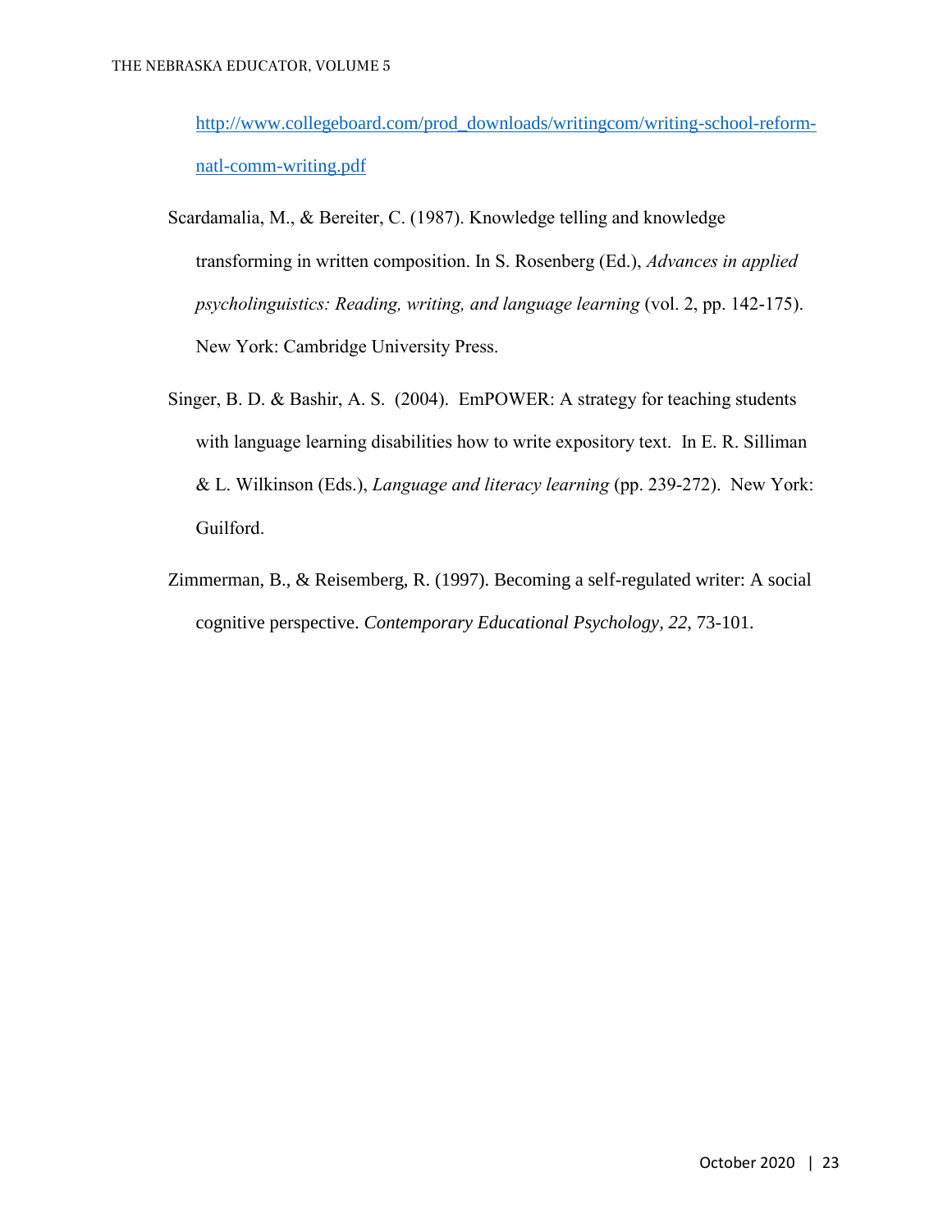http://www.collegeboard.com/prod_downloads/writingcom/writing-school-reform-natl-comm-writing.pdf

Scardamalia, M., & Bereiter, C. (1987). Knowledge telling and knowledge transforming in written composition. In S. Rosenberg (Ed.), *Advances in applied psycholinguistics: Reading, writing, and language learning* (vol. 2, pp. 142-175). New York: Cambridge University Press.

Singer, B. D. & Bashir, A. S. (2004). EmPOWER: A strategy for teaching students with language learning disabilities how to write expository text. In E. R. Silliman & L. Wilkinson (Eds.), *Language and literacy learning* (pp. 239-272). New York: Guilford.

Zimmerman, B., & Reisemberg, R. (1997). Becoming a self-regulated writer: A social cognitive perspective. *Contemporary Educational Psychology, 22*, 73-101.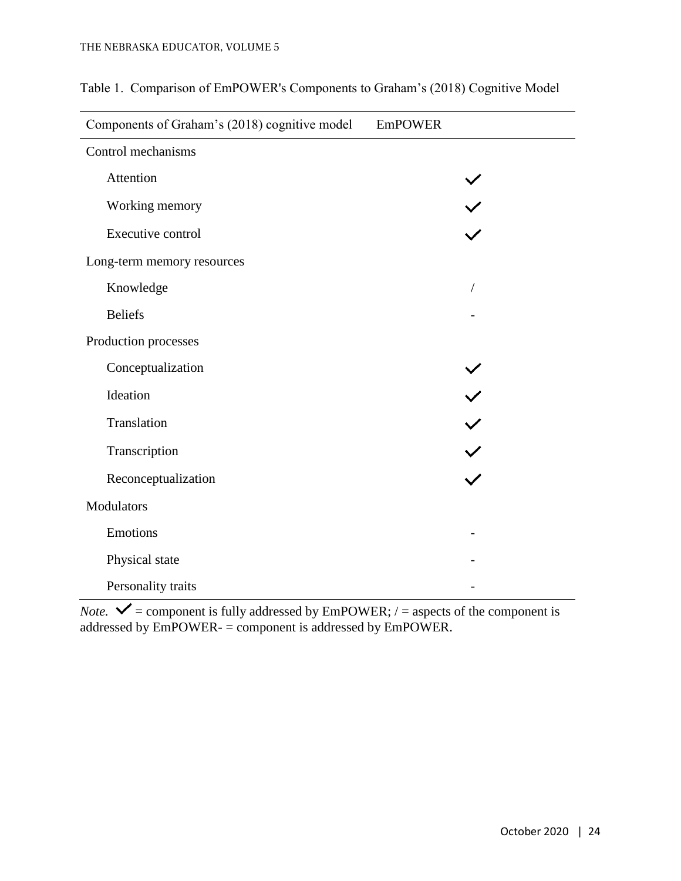Table 1. Comparison of EmPOWER's Components to Graham's (2018) Cognitive Model

| Components of Graham's (2018) cognitive model | EmPOWER |
|---|---|
| Control mechanisms | |
| Attention | ✓ |
| Working memory | ✓ |
| Executive control | ✓ |
| Long-term memory resources | |
| Knowledge | / |
| Beliefs | - |
| Production processes | |
| Conceptualization | ✓ |
| Ideation | ✓ |
| Translation | ✓ |
| Transcription | ✓ |
| Reconceptualization | ✓ |
| Modulators | |
| Emotions | - |
| Physical state | - |
| Personality traits | - |

*Note.* ✓ = component is fully addressed by EmPOWER; / = aspects of the component is addressed by EmPOWER- = component is addressed by EmPOWER.